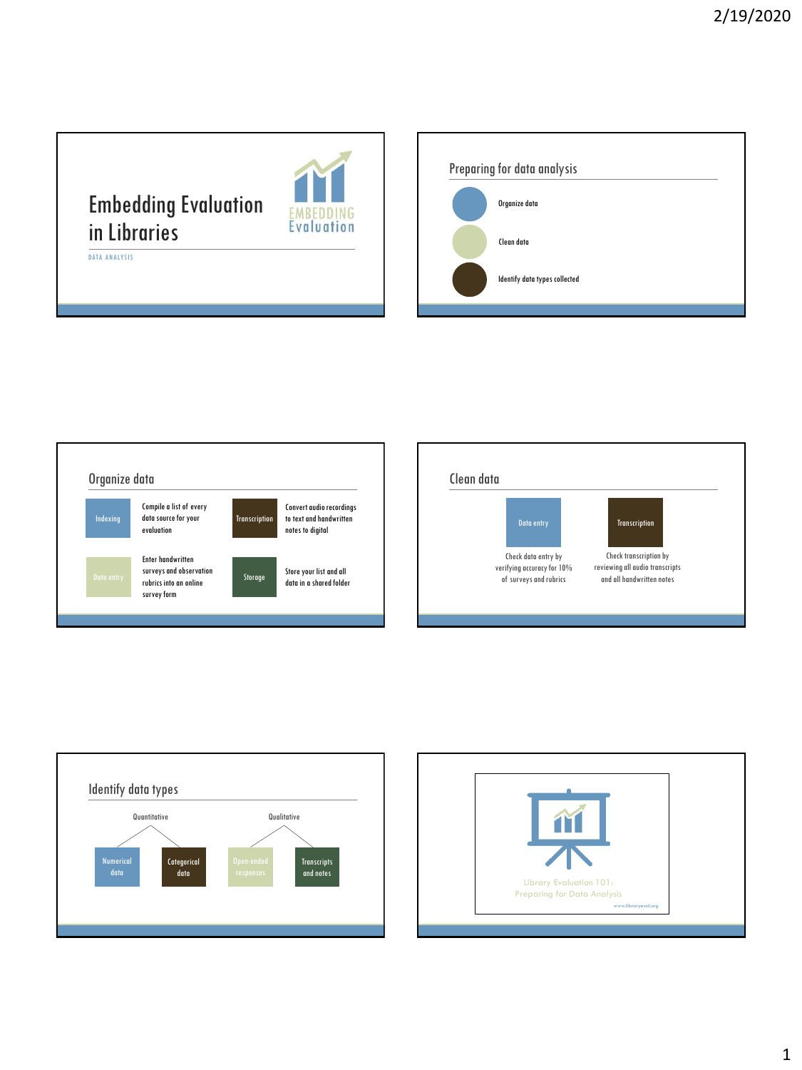# Embedding Evaluation in Libraries

EMBEDDING Evaluation

DATA ANALYSIS

## Preparing for data analysis

- Organize data
- Clean data
- Identify data types collected

## Organize data

- **Indexing**: Compile a list of every data source for your evaluation
- **Transcription**: Convert audio recordings to text and handwritten notes to digital
- **Data entry**: Enter handwritten surveys and observation rubrics into an online survey form
- **Storage**: Store your list and all data in a shared folder

## Clean data

- **Data entry**: Check data entry by verifying accuracy for 10% of surveys and rubrics
- **Transcription**: Check transcription by reviewing all audio transcripts and all handwritten notes

## Identify data types

- Quantitative
  - Numerical data
  - Categorical data
- Qualitative
  - Open-ended responses
  - Transcripts and notes

Library Evaluation 101:
Preparing for Data Analysis

www.libraryeval.org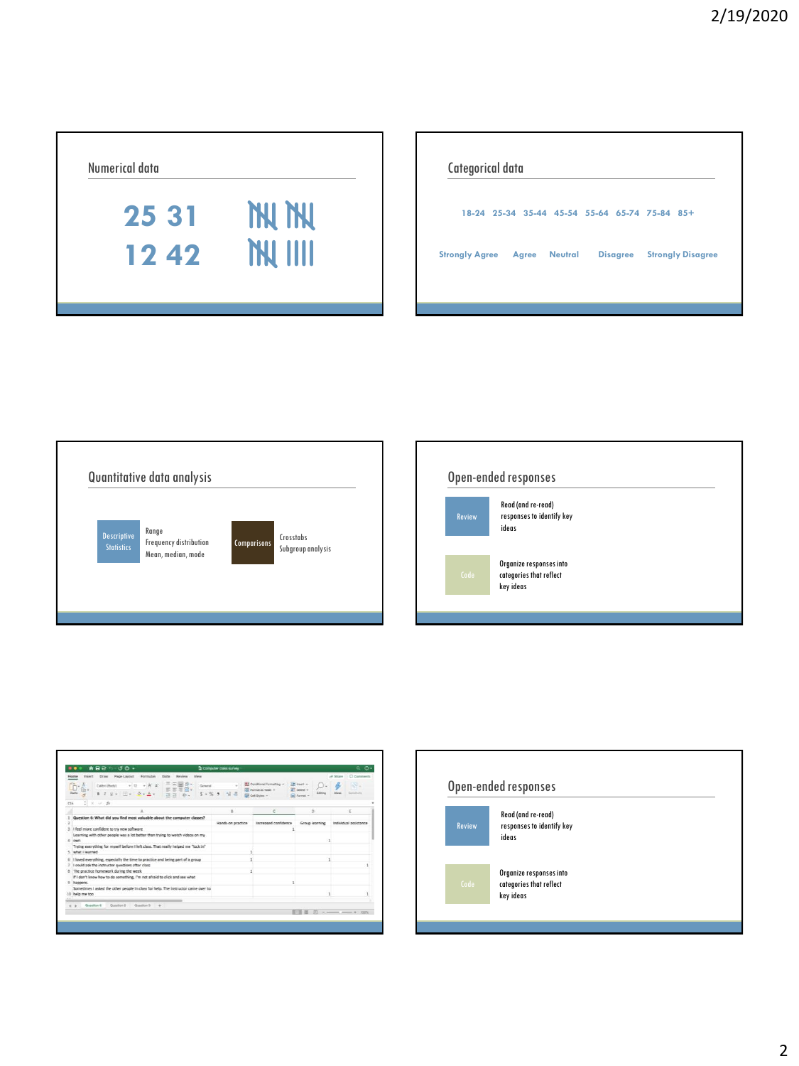## Numerical data

25 31

12 42

## Categorical data

18-24 25-34 35-44 45-54 55-64 65-74 75-84 85+

Strongly Agree Agree Neutral Disagree Strongly Disagree

## Quantitative data analysis

**Descriptive Statistics**
- Range
- Frequency distribution
- Mean, median, mode

**Comparisons**
- Crosstabs
- Subgroup analysis

## Open-ended responses

**Review** — Read (and re-read) responses to identify key ideas

**Code** — Organize responses into categories that reflect key ideas

| | A | B | C | D | E |
|---|---|---|---|---|---|
| 1 | Question 6: What did you find most valuable about the computer classes? | | | | |
| 2 | | Hands-on practice | Increased confidence | Group learning | Individual assistance |
| 3 | I feel more confident to try new software | | 1 | | |
| 4 | Learning with other people was a lot better than trying to watch videos on my own | | | 1 | |
| 5 | Trying everything for myself before I left class. That really helped me "lock in" what I learned | 1 | | | |
| 6 | I loved everything, especially the time to practice and being part of a group | 1 | | 1 | |
| 7 | I could ask the instructor questions after class | | | | 1 |
| 8 | The practice homework during the week | 1 | | | |
| 9 | If I don't know how to do something, I'm not afraid to click and see what happens. | | 1 | | |
| 10 | Sometimes I asked the other people in class for help. The instructor came over to help me too | | | 1 | 1 |

## Open-ended responses

**Review** — Read (and re-read) responses to identify key ideas

**Code** — Organize responses into categories that reflect key ideas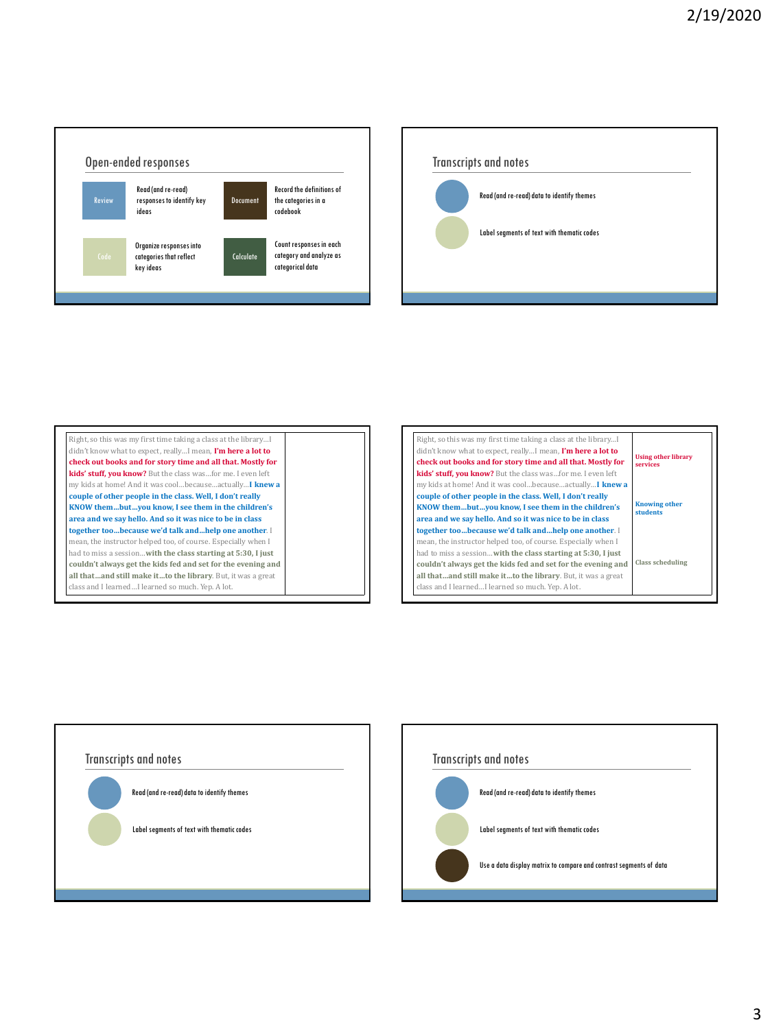## Open-ended responses

- **Review**: Read (and re-read) responses to identify key ideas
- **Document**: Record the definitions of the categories in a codebook
- **Code**: Organize responses into categories that reflect key ideas
- **Calculate**: Count responses in each category and analyze as categorical data

## Transcripts and notes

- Read (and re-read) data to identify themes
- Label segments of text with thematic codes

| | |
|---|---|
| Right, so this was my first time taking a class at the library…I didn't know what to expect, really…I mean, **I'm here a lot to check out books and for story time and all that. Mostly for kids' stuff, you know?** But the class was…for me. I even left my kids at home! And it was cool…because…actually…**I knew a couple of other people in the class. Well, I don't really KNOW them…but…you know, I see them in the children's area and we say hello. And so it was nice to be in class together too…because we'd talk and…help one another.** I mean, the instructor helped too, of course. Especially when I had to miss a session…**with the class starting at 5:30, I just couldn't always get the kids fed and set for the evening and all that…and still make it…to the library.** But, it was a great class and I learned…I learned so much. Yep. A lot. | |

| | |
|---|---|
| Right, so this was my first time taking a class at the library…I didn't know what to expect, really…I mean, **I'm here a lot to check out books and for story time and all that. Mostly for kids' stuff, you know?** But the class was…for me. I even left my kids at home! And it was cool…because…actually…**I knew a couple of other people in the class. Well, I don't really KNOW them…but…you know, I see them in the children's area and we say hello. And so it was nice to be in class together too…because we'd talk and…help one another.** I mean, the instructor helped too, of course. Especially when I had to miss a session…**with the class starting at 5:30, I just couldn't always get the kids fed and set for the evening and all that…and still make it…to the library.** But, it was a great class and I learned…I learned so much. Yep. A lot. | **Using other library services**<br><br>**Knowing other students**<br><br>**Class scheduling** |

## Transcripts and notes

- Read (and re-read) data to identify themes
- Label segments of text with thematic codes

## Transcripts and notes

- Read (and re-read) data to identify themes
- Label segments of text with thematic codes
- Use a data display matrix to compare and contrast segments of data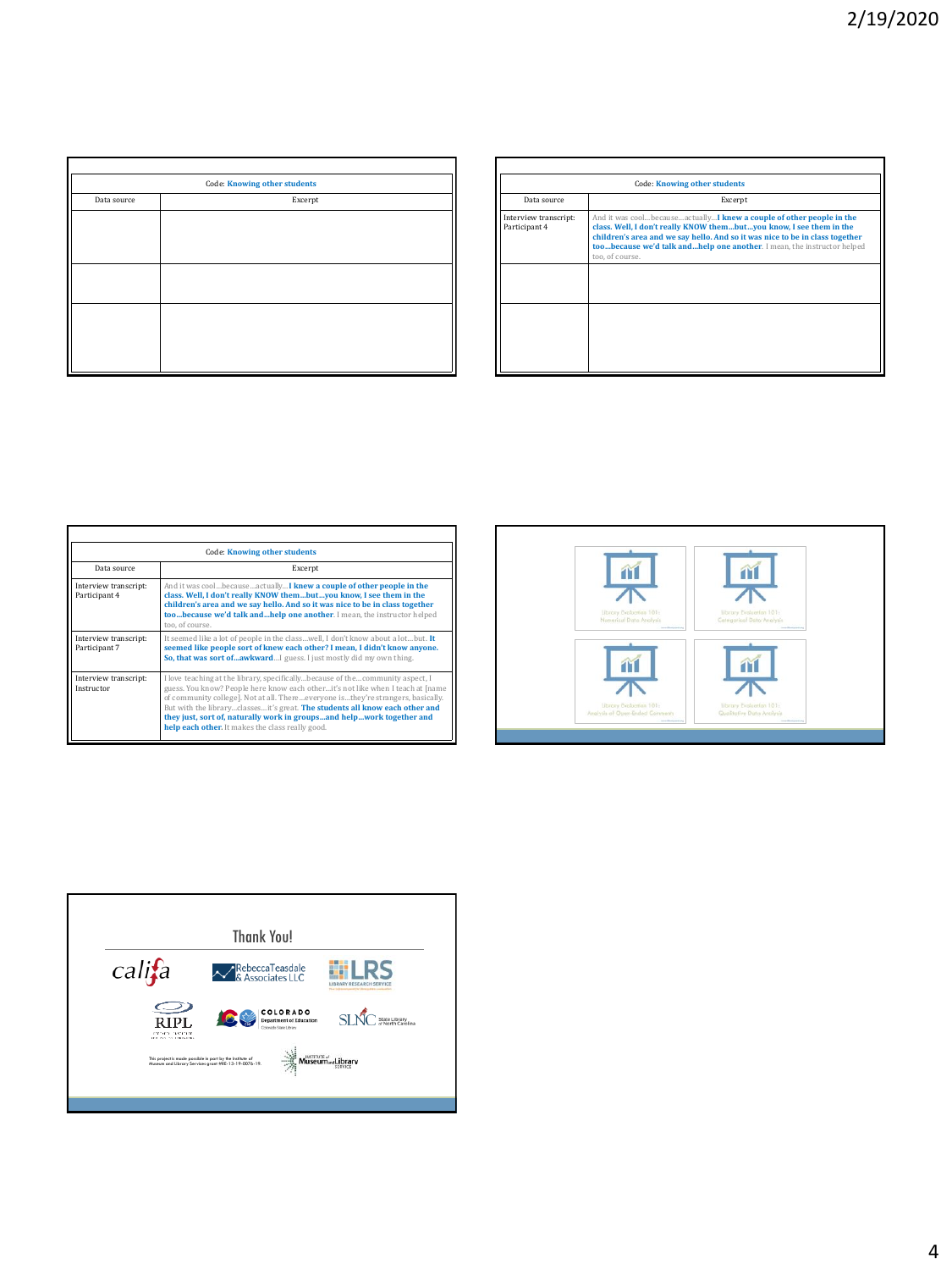| Code: Knowing other students | |
|---|---|
| Data source | Excerpt |
| | |
| | |
| | |

| Code: Knowing other students | |
|---|---|
| Data source | Excerpt |
| Interview transcript: Participant 4 | And it was cool…because…actually…**I knew a couple of other people in the class. Well, I don't really KNOW them…but…you know, I see them in the children's area and we say hello. And so it was nice to be in class together too…because we'd talk and…help one another**. I mean, the instructor helped too, of course. |
| | |
| | |

| Code: Knowing other students | |
|---|---|
| Data source | Excerpt |
| Interview transcript: Participant 4 | And it was cool…because…actually…**I knew a couple of other people in the class. Well, I don't really KNOW them…but…you know, I see them in the children's area and we say hello. And so it was nice to be in class together too…because we'd talk and…help one another**. I mean, the instructor helped too, of course. |
| Interview transcript: Participant 7 | It seemed like a lot of people in the class…well, I don't know about a lot…but. **It seemed like people sort of knew each other? I mean, I didn't know anyone. So, that was sort of…awkward**…I guess. I just mostly did my own thing. |
| Interview transcript: Instructor | I love teaching at the library, specifically…because of the…community aspect, I guess. You know? People here know each other…it's not like when I teach at [name of community college]. Not at all. There…everyone is…they're strangers, basically. But with the library…classes…it's great. **The students all know each other and they just, sort of, naturally work in groups…and help…work together and help each other.** It makes the class really good. |

Library Evaluation 101: Numerical Data Analysis

Library Evaluation 101: Categorical Data Analysis

Library Evaluation 101: Analysis of Open-Ended Comments

Library Evaluation 101: Qualitative Data Analysis

## Thank You!

califa

RebeccaTeasdale & Associates LLC

LRS LIBRARY RESEARCH SERVICE

RIPL

COLORADO Department of Education Colorado State Library

SLNC State Library of North Carolina

This project is made possible in part by the Institute of Museum and Library Services grant #RE-13-19-0076-19.

Institute of Museum and Library Services